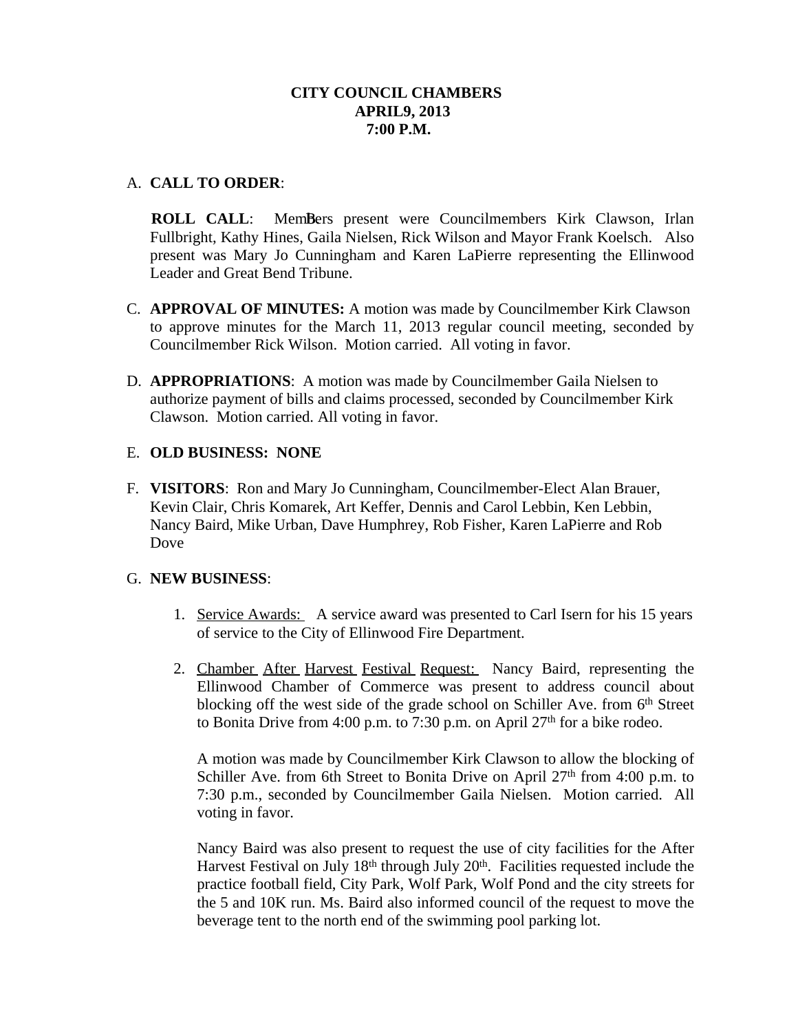# CITY COUNCIL CHAMBERS
# APRIL9, 2013
# 7:00 P.M.

A. **CALL TO ORDER**:

**ROLL CALL**: Members present were Councilmembers Kirk Clawson, Irlan Fullbright, Kathy Hines, Gaila Nielsen, Rick Wilson and Mayor Frank Koelsch. Also present was Mary Jo Cunningham and Karen LaPierre representing the Ellinwood Leader and Great Bend Tribune.

C. **APPROVAL OF MINUTES:** A motion was made by Councilmember Kirk Clawson to approve minutes for the March 11, 2013 regular council meeting, seconded by Councilmember Rick Wilson. Motion carried. All voting in favor.

D. **APPROPRIATIONS**: A motion was made by Councilmember Gaila Nielsen to authorize payment of bills and claims processed, seconded by Councilmember Kirk Clawson. Motion carried. All voting in favor.

E. **OLD BUSINESS: NONE**

F. **VISITORS**: Ron and Mary Jo Cunningham, Councilmember-Elect Alan Brauer, Kevin Clair, Chris Komarek, Art Keffer, Dennis and Carol Lebbin, Ken Lebbin, Nancy Baird, Mike Urban, Dave Humphrey, Rob Fisher, Karen LaPierre and Rob Dove

G. **NEW BUSINESS**:

1. Service Awards: A service award was presented to Carl Isern for his 15 years of service to the City of Ellinwood Fire Department.

2. Chamber After Harvest Festival Request: Nancy Baird, representing the Ellinwood Chamber of Commerce was present to address council about blocking off the west side of the grade school on Schiller Ave. from 6th Street to Bonita Drive from 4:00 p.m. to 7:30 p.m. on April 27th for a bike rodeo.

   A motion was made by Councilmember Kirk Clawson to allow the blocking of Schiller Ave. from 6th Street to Bonita Drive on April 27th from 4:00 p.m. to 7:30 p.m., seconded by Councilmember Gaila Nielsen. Motion carried. All voting in favor.

   Nancy Baird was also present to request the use of city facilities for the After Harvest Festival on July 18th through July 20th. Facilities requested include the practice football field, City Park, Wolf Park, Wolf Pond and the city streets for the 5 and 10K run. Ms. Baird also informed council of the request to move the beverage tent to the north end of the swimming pool parking lot.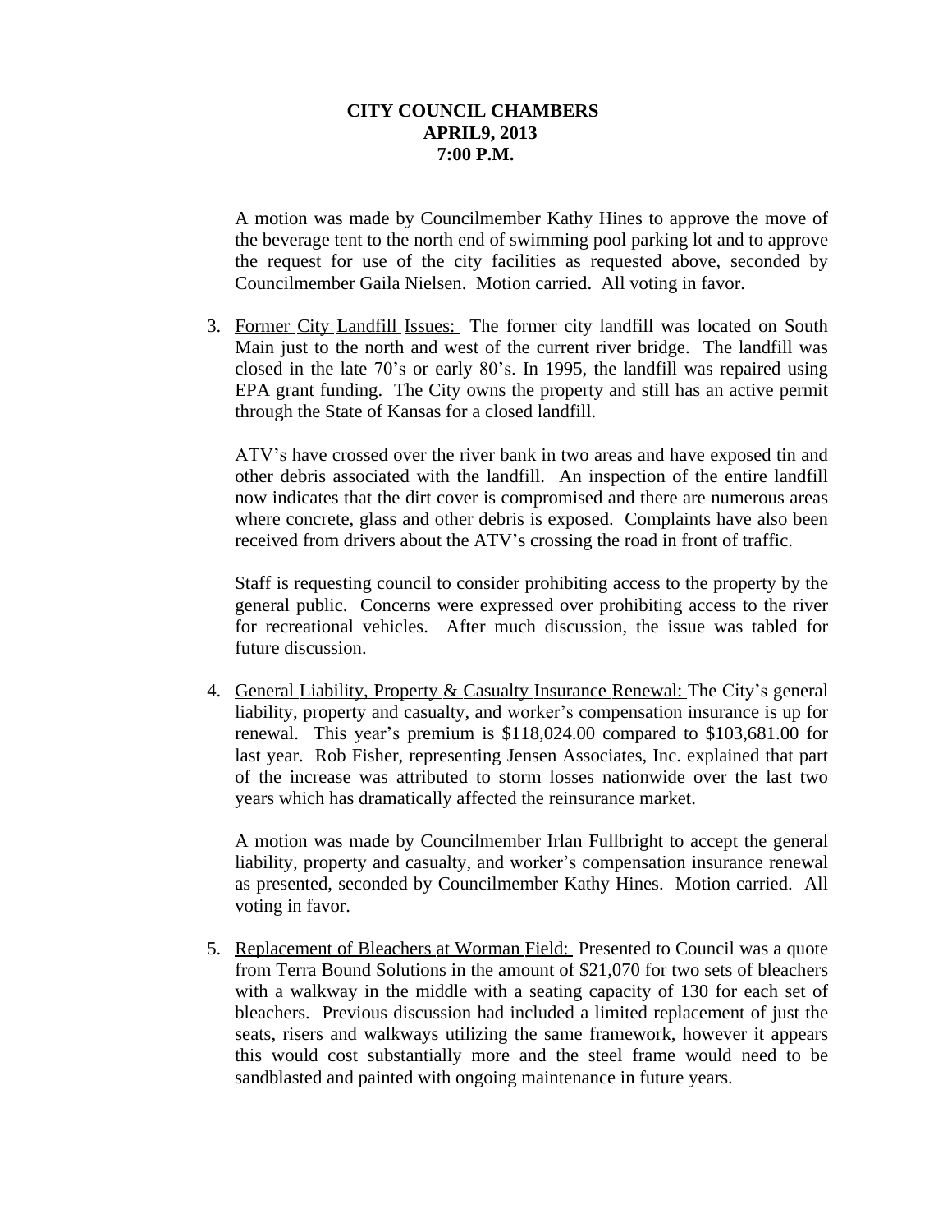**CITY COUNCIL CHAMBERS**
**APRIL9, 2013**
**7:00 P.M.**

A motion was made by Councilmember Kathy Hines to approve the move of the beverage tent to the north end of swimming pool parking lot and to approve the request for use of the city facilities as requested above, seconded by Councilmember Gaila Nielsen. Motion carried. All voting in favor.

3. Former City Landfill Issues: The former city landfill was located on South Main just to the north and west of the current river bridge. The landfill was closed in the late 70's or early 80's. In 1995, the landfill was repaired using EPA grant funding. The City owns the property and still has an active permit through the State of Kansas for a closed landfill.

   ATV's have crossed over the river bank in two areas and have exposed tin and other debris associated with the landfill. An inspection of the entire landfill now indicates that the dirt cover is compromised and there are numerous areas where concrete, glass and other debris is exposed. Complaints have also been received from drivers about the ATV's crossing the road in front of traffic.

   Staff is requesting council to consider prohibiting access to the property by the general public. Concerns were expressed over prohibiting access to the river for recreational vehicles. After much discussion, the issue was tabled for future discussion.

4. General Liability, Property & Casualty Insurance Renewal: The City's general liability, property and casualty, and worker's compensation insurance is up for renewal. This year's premium is $118,024.00 compared to $103,681.00 for last year. Rob Fisher, representing Jensen Associates, Inc. explained that part of the increase was attributed to storm losses nationwide over the last two years which has dramatically affected the reinsurance market.

   A motion was made by Councilmember Irlan Fullbright to accept the general liability, property and casualty, and worker's compensation insurance renewal as presented, seconded by Councilmember Kathy Hines. Motion carried. All voting in favor.

5. Replacement of Bleachers at Worman Field: Presented to Council was a quote from Terra Bound Solutions in the amount of $21,070 for two sets of bleachers with a walkway in the middle with a seating capacity of 130 for each set of bleachers. Previous discussion had included a limited replacement of just the seats, risers and walkways utilizing the same framework, however it appears this would cost substantially more and the steel frame would need to be sandblasted and painted with ongoing maintenance in future years.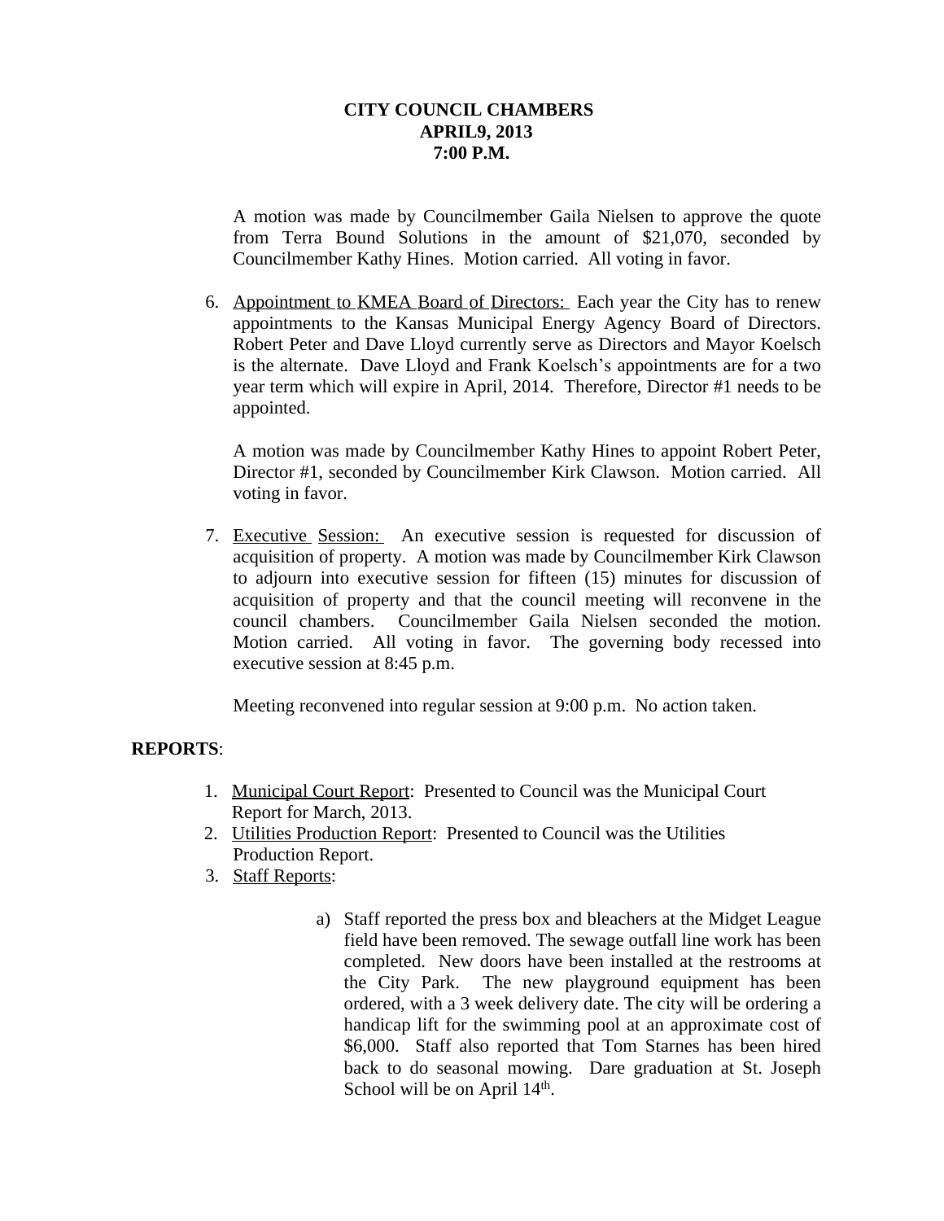**CITY COUNCIL CHAMBERS**
**APRIL9, 2013**
**7:00 P.M.**

A motion was made by Councilmember Gaila Nielsen to approve the quote from Terra Bound Solutions in the amount of $21,070, seconded by Councilmember Kathy Hines. Motion carried. All voting in favor.

6. Appointment to KMEA Board of Directors: Each year the City has to renew appointments to the Kansas Municipal Energy Agency Board of Directors. Robert Peter and Dave Lloyd currently serve as Directors and Mayor Koelsch is the alternate. Dave Lloyd and Frank Koelsch's appointments are for a two year term which will expire in April, 2014. Therefore, Director #1 needs to be appointed.

   A motion was made by Councilmember Kathy Hines to appoint Robert Peter, Director #1, seconded by Councilmember Kirk Clawson. Motion carried. All voting in favor.

7. Executive Session: An executive session is requested for discussion of acquisition of property. A motion was made by Councilmember Kirk Clawson to adjourn into executive session for fifteen (15) minutes for discussion of acquisition of property and that the council meeting will reconvene in the council chambers. Councilmember Gaila Nielsen seconded the motion. Motion carried. All voting in favor. The governing body recessed into executive session at 8:45 p.m.

   Meeting reconvened into regular session at 9:00 p.m. No action taken.

**REPORTS**:

1. Municipal Court Report: Presented to Council was the Municipal Court Report for March, 2013.
2. Utilities Production Report: Presented to Council was the Utilities Production Report.
3. Staff Reports:

   a) Staff reported the press box and bleachers at the Midget League field have been removed. The sewage outfall line work has been completed. New doors have been installed at the restrooms at the City Park. The new playground equipment has been ordered, with a 3 week delivery date. The city will be ordering a handicap lift for the swimming pool at an approximate cost of $6,000. Staff also reported that Tom Starnes has been hired back to do seasonal mowing. Dare graduation at St. Joseph School will be on April 14th.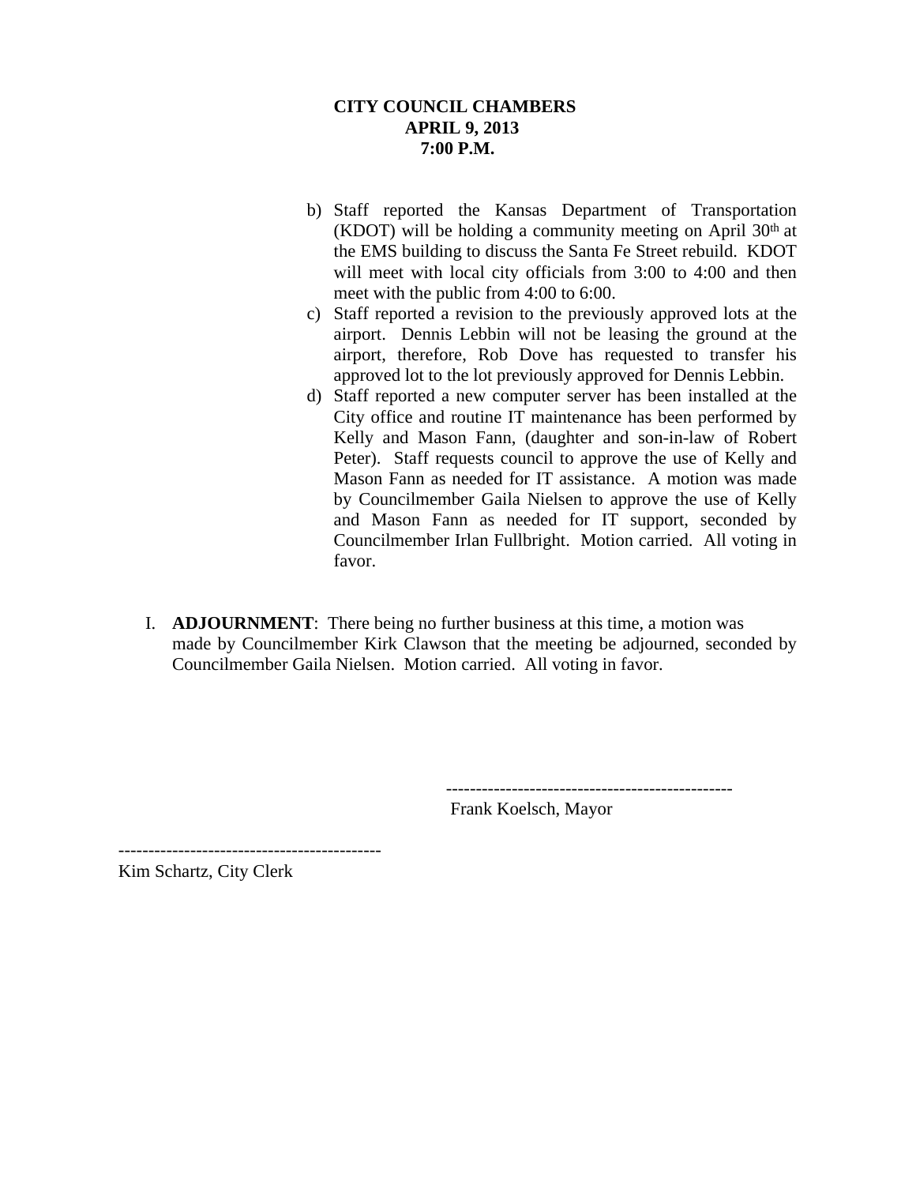**CITY COUNCIL CHAMBERS**
**APRIL 9, 2013**
**7:00 P.M.**

b) Staff reported the Kansas Department of Transportation (KDOT) will be holding a community meeting on April 30th at the EMS building to discuss the Santa Fe Street rebuild. KDOT will meet with local city officials from 3:00 to 4:00 and then meet with the public from 4:00 to 6:00.

c) Staff reported a revision to the previously approved lots at the airport. Dennis Lebbin will not be leasing the ground at the airport, therefore, Rob Dove has requested to transfer his approved lot to the lot previously approved for Dennis Lebbin.

d) Staff reported a new computer server has been installed at the City office and routine IT maintenance has been performed by Kelly and Mason Fann, (daughter and son-in-law of Robert Peter). Staff requests council to approve the use of Kelly and Mason Fann as needed for IT assistance. A motion was made by Councilmember Gaila Nielsen to approve the use of Kelly and Mason Fann as needed for IT support, seconded by Councilmember Irlan Fullbright. Motion carried. All voting in favor.

I. **ADJOURNMENT**: There being no further business at this time, a motion was made by Councilmember Kirk Clawson that the meeting be adjourned, seconded by Councilmember Gaila Nielsen. Motion carried. All voting in favor.

------------------------------------------------
Frank Koelsch, Mayor

--------------------------------------------
Kim Schartz, City Clerk